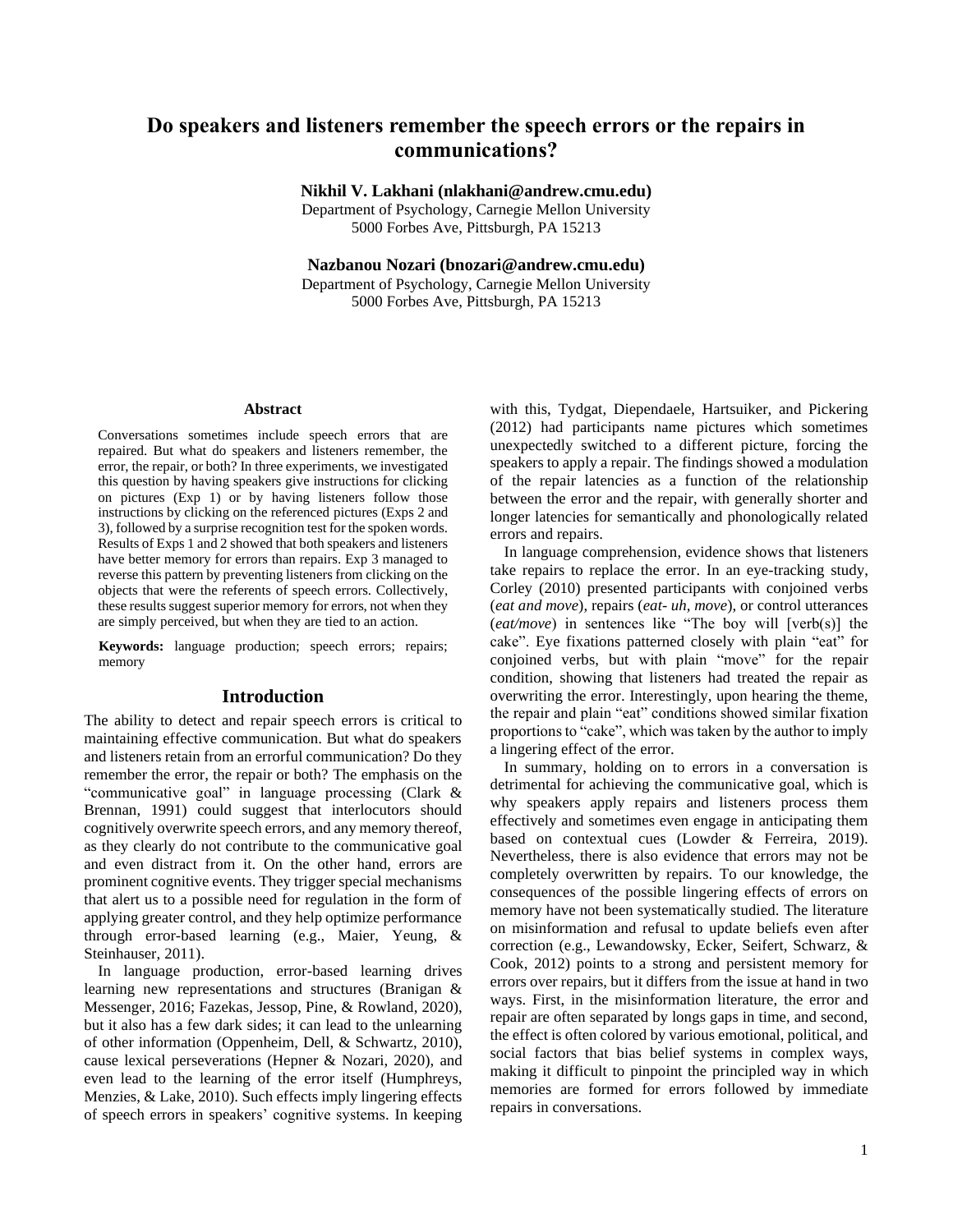# Do speakers and listeners remember the speech errors or the repairs in communications?

**Nikhil V. Lakhani (nlakhani@andrew.cmu.edu)**
Department of Psychology, Carnegie Mellon University
5000 Forbes Ave, Pittsburgh, PA 15213

**Nazbanou Nozari (bnozari@andrew.cmu.edu)**
Department of Psychology, Carnegie Mellon University
5000 Forbes Ave, Pittsburgh, PA 15213

## Abstract

Conversations sometimes include speech errors that are repaired. But what do speakers and listeners remember, the error, the repair, or both? In three experiments, we investigated this question by having speakers give instructions for clicking on pictures (Exp 1) or by having listeners follow those instructions by clicking on the referenced pictures (Exps 2 and 3), followed by a surprise recognition test for the spoken words. Results of Exps 1 and 2 showed that both speakers and listeners have better memory for errors than repairs. Exp 3 managed to reverse this pattern by preventing listeners from clicking on the objects that were the referents of speech errors. Collectively, these results suggest superior memory for errors, not when they are simply perceived, but when they are tied to an action.

**Keywords:** language production; speech errors; repairs; memory

## Introduction

The ability to detect and repair speech errors is critical to maintaining effective communication. But what do speakers and listeners retain from an errorful communication? Do they remember the error, the repair or both? The emphasis on the "communicative goal" in language processing (Clark & Brennan, 1991) could suggest that interlocutors should cognitively overwrite speech errors, and any memory thereof, as they clearly do not contribute to the communicative goal and even distract from it. On the other hand, errors are prominent cognitive events. They trigger special mechanisms that alert us to a possible need for regulation in the form of applying greater control, and they help optimize performance through error-based learning (e.g., Maier, Yeung, & Steinhauser, 2011).

In language production, error-based learning drives learning new representations and structures (Branigan & Messenger, 2016; Fazekas, Jessop, Pine, & Rowland, 2020), but it also has a few dark sides; it can lead to the unlearning of other information (Oppenheim, Dell, & Schwartz, 2010), cause lexical perseverations (Hepner & Nozari, 2020), and even lead to the learning of the error itself (Humphreys, Menzies, & Lake, 2010). Such effects imply lingering effects of speech errors in speakers' cognitive systems. In keeping with this, Tydgat, Diependaele, Hartsuiker, and Pickering (2012) had participants name pictures which sometimes unexpectedly switched to a different picture, forcing the speakers to apply a repair. The findings showed a modulation of the repair latencies as a function of the relationship between the error and the repair, with generally shorter and longer latencies for semantically and phonologically related errors and repairs.

In language comprehension, evidence shows that listeners take repairs to replace the error. In an eye-tracking study, Corley (2010) presented participants with conjoined verbs (*eat and move*), repairs (*eat- uh, move*), or control utterances (*eat/move*) in sentences like "The boy will [verb(s)] the cake". Eye fixations patterned closely with plain "eat" for conjoined verbs, but with plain "move" for the repair condition, showing that listeners had treated the repair as overwriting the error. Interestingly, upon hearing the theme, the repair and plain "eat" conditions showed similar fixation proportions to "cake", which was taken by the author to imply a lingering effect of the error.

In summary, holding on to errors in a conversation is detrimental for achieving the communicative goal, which is why speakers apply repairs and listeners process them effectively and sometimes even engage in anticipating them based on contextual cues (Lowder & Ferreira, 2019). Nevertheless, there is also evidence that errors may not be completely overwritten by repairs. To our knowledge, the consequences of the possible lingering effects of errors on memory have not been systematically studied. The literature on misinformation and refusal to update beliefs even after correction (e.g., Lewandowsky, Ecker, Seifert, Schwarz, & Cook, 2012) points to a strong and persistent memory for errors over repairs, but it differs from the issue at hand in two ways. First, in the misinformation literature, the error and repair are often separated by longs gaps in time, and second, the effect is often colored by various emotional, political, and social factors that bias belief systems in complex ways, making it difficult to pinpoint the principled way in which memories are formed for errors followed by immediate repairs in conversations.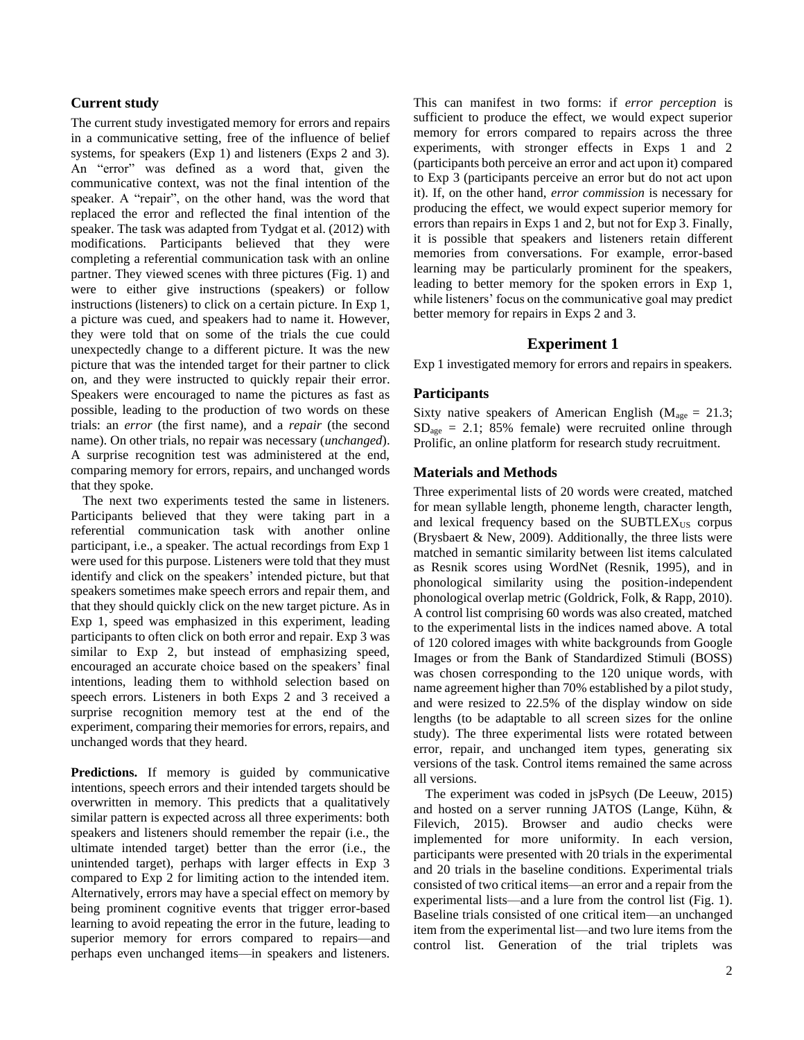## Current study

The current study investigated memory for errors and repairs in a communicative setting, free of the influence of belief systems, for speakers (Exp 1) and listeners (Exps 2 and 3). An "error" was defined as a word that, given the communicative context, was not the final intention of the speaker. A "repair", on the other hand, was the word that replaced the error and reflected the final intention of the speaker. The task was adapted from Tydgat et al. (2012) with modifications. Participants believed that they were completing a referential communication task with an online partner. They viewed scenes with three pictures (Fig. 1) and were to either give instructions (speakers) or follow instructions (listeners) to click on a certain picture. In Exp 1, a picture was cued, and speakers had to name it. However, they were told that on some of the trials the cue could unexpectedly change to a different picture. It was the new picture that was the intended target for their partner to click on, and they were instructed to quickly repair their error. Speakers were encouraged to name the pictures as fast as possible, leading to the production of two words on these trials: an *error* (the first name), and a *repair* (the second name). On other trials, no repair was necessary (*unchanged*). A surprise recognition test was administered at the end, comparing memory for errors, repairs, and unchanged words that they spoke.

The next two experiments tested the same in listeners. Participants believed that they were taking part in a referential communication task with another online participant, i.e., a speaker. The actual recordings from Exp 1 were used for this purpose. Listeners were told that they must identify and click on the speakers' intended picture, but that speakers sometimes make speech errors and repair them, and that they should quickly click on the new target picture. As in Exp 1, speed was emphasized in this experiment, leading participants to often click on both error and repair. Exp 3 was similar to Exp 2, but instead of emphasizing speed, encouraged an accurate choice based on the speakers' final intentions, leading them to withhold selection based on speech errors. Listeners in both Exps 2 and 3 received a surprise recognition memory test at the end of the experiment, comparing their memories for errors, repairs, and unchanged words that they heard.

**Predictions.** If memory is guided by communicative intentions, speech errors and their intended targets should be overwritten in memory. This predicts that a qualitatively similar pattern is expected across all three experiments: both speakers and listeners should remember the repair (i.e., the ultimate intended target) better than the error (i.e., the unintended target), perhaps with larger effects in Exp 3 compared to Exp 2 for limiting action to the intended item. Alternatively, errors may have a special effect on memory by being prominent cognitive events that trigger error-based learning to avoid repeating the error in the future, leading to superior memory for errors compared to repairs—and perhaps even unchanged items—in speakers and listeners. This can manifest in two forms: if *error perception* is sufficient to produce the effect, we would expect superior memory for errors compared to repairs across the three experiments, with stronger effects in Exps 1 and 2 (participants both perceive an error and act upon it) compared to Exp 3 (participants perceive an error but do not act upon it). If, on the other hand, *error commission* is necessary for producing the effect, we would expect superior memory for errors than repairs in Exps 1 and 2, but not for Exp 3. Finally, it is possible that speakers and listeners retain different memories from conversations. For example, error-based learning may be particularly prominent for the speakers, leading to better memory for the spoken errors in Exp 1, while listeners' focus on the communicative goal may predict better memory for repairs in Exps 2 and 3.

# Experiment 1

Exp 1 investigated memory for errors and repairs in speakers.

## Participants

Sixty native speakers of American English ($M_{age}$ = 21.3; $SD_{age}$ = 2.1; 85% female) were recruited online through Prolific, an online platform for research study recruitment.

## Materials and Methods

Three experimental lists of 20 words were created, matched for mean syllable length, phoneme length, character length, and lexical frequency based on the $SUBTLEX_{US}$ corpus (Brysbaert & New, 2009). Additionally, the three lists were matched in semantic similarity between list items calculated as Resnik scores using WordNet (Resnik, 1995), and in phonological similarity using the position-independent phonological overlap metric (Goldrick, Folk, & Rapp, 2010). A control list comprising 60 words was also created, matched to the experimental lists in the indices named above. A total of 120 colored images with white backgrounds from Google Images or from the Bank of Standardized Stimuli (BOSS) was chosen corresponding to the 120 unique words, with name agreement higher than 70% established by a pilot study, and were resized to 22.5% of the display window on side lengths (to be adaptable to all screen sizes for the online study). The three experimental lists were rotated between error, repair, and unchanged item types, generating six versions of the task. Control items remained the same across all versions.

The experiment was coded in jsPsych (De Leeuw, 2015) and hosted on a server running JATOS (Lange, Kühn, & Filevich, 2015). Browser and audio checks were implemented for more uniformity. In each version, participants were presented with 20 trials in the experimental and 20 trials in the baseline conditions. Experimental trials consisted of two critical items—an error and a repair from the experimental lists—and a lure from the control list (Fig. 1). Baseline trials consisted of one critical item—an unchanged item from the experimental list—and two lure items from the control list. Generation of the trial triplets was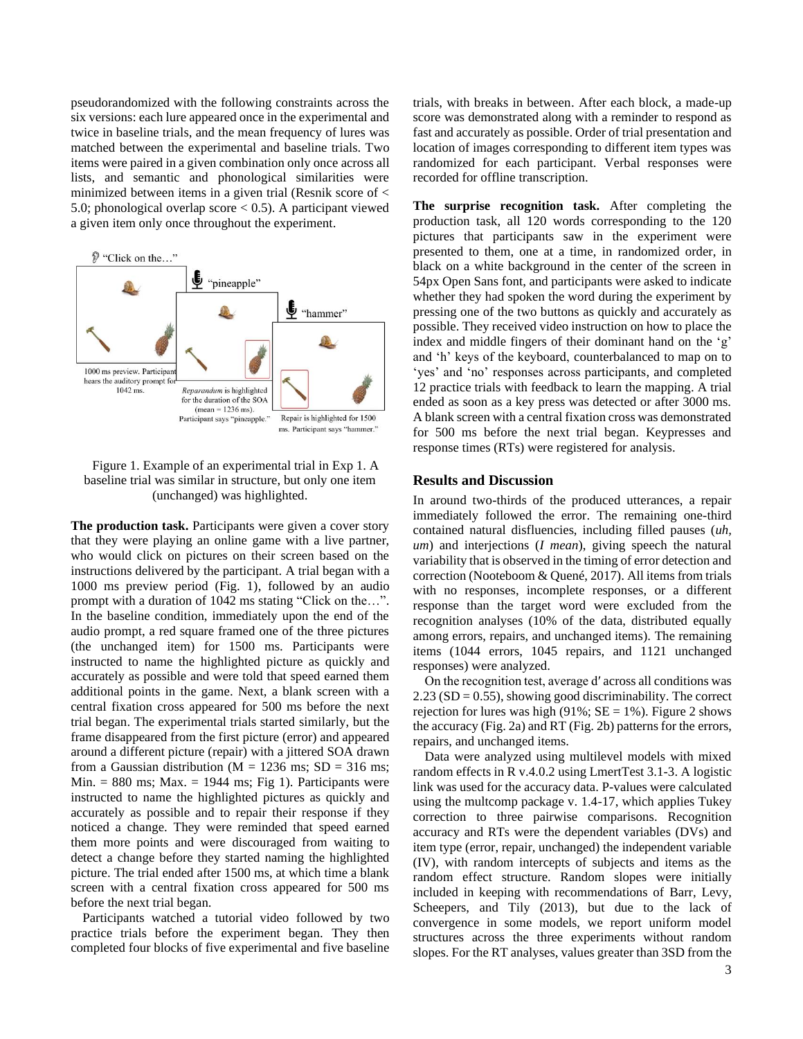pseudorandomized with the following constraints across the six versions: each lure appeared once in the experimental and twice in baseline trials, and the mean frequency of lures was matched between the experimental and baseline trials. Two items were paired in a given combination only once across all lists, and semantic and phonological similarities were minimized between items in a given trial (Resnik score of < 5.0; phonological overlap score < 0.5). A participant viewed a given item only once throughout the experiment.

Figure 1. Example of an experimental trial in Exp 1. A baseline trial was similar in structure, but only one item (unchanged) was highlighted.

**The production task.** Participants were given a cover story that they were playing an online game with a live partner, who would click on pictures on their screen based on the instructions delivered by the participant. A trial began with a 1000 ms preview period (Fig. 1), followed by an audio prompt with a duration of 1042 ms stating "Click on the…". In the baseline condition, immediately upon the end of the audio prompt, a red square framed one of the three pictures (the unchanged item) for 1500 ms. Participants were instructed to name the highlighted picture as quickly and accurately as possible and were told that speed earned them additional points in the game. Next, a blank screen with a central fixation cross appeared for 500 ms before the next trial began. The experimental trials started similarly, but the frame disappeared from the first picture (error) and appeared around a different picture (repair) with a jittered SOA drawn from a Gaussian distribution (M = 1236 ms; SD = 316 ms; Min. = 880 ms; Max. = 1944 ms; Fig 1). Participants were instructed to name the highlighted pictures as quickly and accurately as possible and to repair their response if they noticed a change. They were reminded that speed earned them more points and were discouraged from waiting to detect a change before they started naming the highlighted picture. The trial ended after 1500 ms, at which time a blank screen with a central fixation cross appeared for 500 ms before the next trial began.

Participants watched a tutorial video followed by two practice trials before the experiment began. They then completed four blocks of five experimental and five baseline trials, with breaks in between. After each block, a made-up score was demonstrated along with a reminder to respond as fast and accurately as possible. Order of trial presentation and location of images corresponding to different item types was randomized for each participant. Verbal responses were recorded for offline transcription.

**The surprise recognition task.** After completing the production task, all 120 words corresponding to the 120 pictures that participants saw in the experiment were presented to them, one at a time, in randomized order, in black on a white background in the center of the screen in 54px Open Sans font, and participants were asked to indicate whether they had spoken the word during the experiment by pressing one of the two buttons as quickly and accurately as possible. They received video instruction on how to place the index and middle fingers of their dominant hand on the 'g' and 'h' keys of the keyboard, counterbalanced to map on to 'yes' and 'no' responses across participants, and completed 12 practice trials with feedback to learn the mapping. A trial ended as soon as a key press was detected or after 3000 ms. A blank screen with a central fixation cross was demonstrated for 500 ms before the next trial began. Keypresses and response times (RTs) were registered for analysis.

## Results and Discussion

In around two-thirds of the produced utterances, a repair immediately followed the error. The remaining one-third contained natural disfluencies, including filled pauses (*uh*, *um*) and interjections (*I mean*), giving speech the natural variability that is observed in the timing of error detection and correction (Nooteboom & Quené, 2017). All items from trials with no responses, incomplete responses, or a different response than the target word were excluded from the recognition analyses (10% of the data, distributed equally among errors, repairs, and unchanged items). The remaining items (1044 errors, 1045 repairs, and 1121 unchanged responses) were analyzed.

On the recognition test, average d′ across all conditions was 2.23 (SD = 0.55), showing good discriminability. The correct rejection for lures was high (91%; SE = 1%). Figure 2 shows the accuracy (Fig. 2a) and RT (Fig. 2b) patterns for the errors, repairs, and unchanged items.

Data were analyzed using multilevel models with mixed random effects in R v.4.0.2 using LmertTest 3.1-3. A logistic link was used for the accuracy data. P-values were calculated using the multcomp package v. 1.4-17, which applies Tukey correction to three pairwise comparisons. Recognition accuracy and RTs were the dependent variables (DVs) and item type (error, repair, unchanged) the independent variable (IV), with random intercepts of subjects and items as the random effect structure. Random slopes were initially included in keeping with recommendations of Barr, Levy, Scheepers, and Tily (2013), but due to the lack of convergence in some models, we report uniform model structures across the three experiments without random slopes. For the RT analyses, values greater than 3SD from the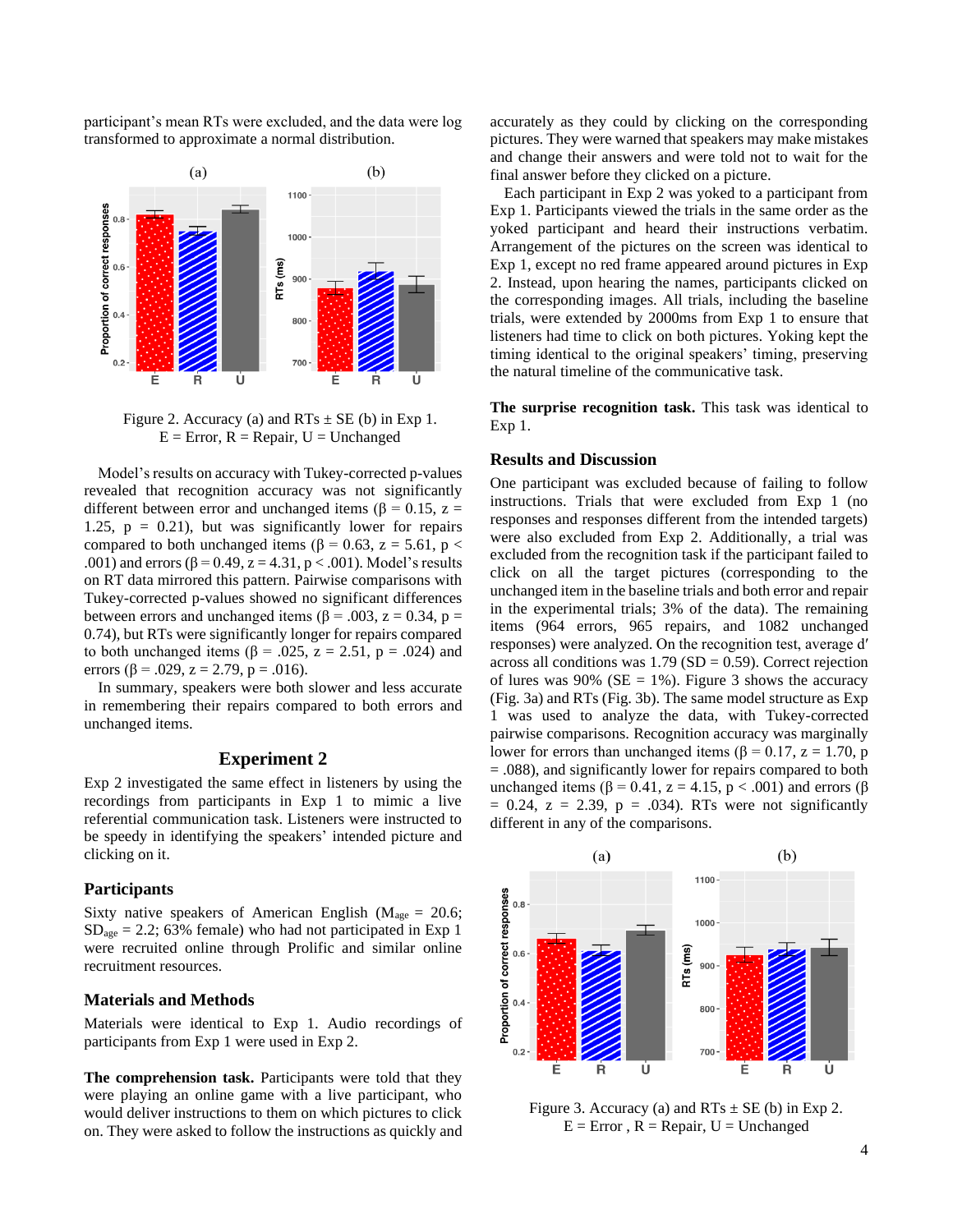participant's mean RTs were excluded, and the data were log transformed to approximate a normal distribution.

Figure 2. Accuracy (a) and RTs ± SE (b) in Exp 1. E = Error, R = Repair, U = Unchanged

Model's results on accuracy with Tukey-corrected p-values revealed that recognition accuracy was not significantly different between error and unchanged items ($\beta = 0.15$, $z = 1.25$, $p = 0.21$), but was significantly lower for repairs compared to both unchanged items ($\beta = 0.63$, $z = 5.61$, $p < .001$) and errors ($\beta = 0.49$, $z = 4.31$, $p < .001$). Model's results on RT data mirrored this pattern. Pairwise comparisons with Tukey-corrected p-values showed no significant differences between errors and unchanged items ($\beta = .003$, $z = 0.34$, $p = 0.74$), but RTs were significantly longer for repairs compared to both unchanged items ($\beta = .025$, $z = 2.51$, $p = .024$) and errors ($\beta = .029$, $z = 2.79$, $p = .016$).

In summary, speakers were both slower and less accurate in remembering their repairs compared to both errors and unchanged items.

## Experiment 2

Exp 2 investigated the same effect in listeners by using the recordings from participants in Exp 1 to mimic a live referential communication task. Listeners were instructed to be speedy in identifying the speakers' intended picture and clicking on it.

### Participants

Sixty native speakers of American English ($M_{age} = 20.6$; $SD_{age} = 2.2$; 63% female) who had not participated in Exp 1 were recruited online through Prolific and similar online recruitment resources.

### Materials and Methods

Materials were identical to Exp 1. Audio recordings of participants from Exp 1 were used in Exp 2.

**The comprehension task.** Participants were told that they were playing an online game with a live participant, who would deliver instructions to them on which pictures to click on. They were asked to follow the instructions as quickly and accurately as they could by clicking on the corresponding pictures. They were warned that speakers may make mistakes and change their answers and were told not to wait for the final answer before they clicked on a picture.

Each participant in Exp 2 was yoked to a participant from Exp 1. Participants viewed the trials in the same order as the yoked participant and heard their instructions verbatim. Arrangement of the pictures on the screen was identical to Exp 1, except no red frame appeared around pictures in Exp 2. Instead, upon hearing the names, participants clicked on the corresponding images. All trials, including the baseline trials, were extended by 2000ms from Exp 1 to ensure that listeners had time to click on both pictures. Yoking kept the timing identical to the original speakers' timing, preserving the natural timeline of the communicative task.

**The surprise recognition task.** This task was identical to Exp 1.

### Results and Discussion

One participant was excluded because of failing to follow instructions. Trials that were excluded from Exp 1 (no responses and responses different from the intended targets) were also excluded from Exp 2. Additionally, a trial was excluded from the recognition task if the participant failed to click on all the target pictures (corresponding to the unchanged item in the baseline trials and both error and repair in the experimental trials; 3% of the data). The remaining items (964 errors, 965 repairs, and 1082 unchanged responses) were analyzed. On the recognition test, average d′ across all conditions was 1.79 (SD = 0.59). Correct rejection of lures was 90% (SE = 1%). Figure 3 shows the accuracy (Fig. 3a) and RTs (Fig. 3b). The same model structure as Exp 1 was used to analyze the data, with Tukey-corrected pairwise comparisons. Recognition accuracy was marginally lower for errors than unchanged items ($\beta = 0.17$, $z = 1.70$, $p = .088$), and significantly lower for repairs compared to both unchanged items ($\beta = 0.41$, $z = 4.15$, $p < .001$) and errors ($\beta = 0.24$, $z = 2.39$, $p = .034$). RTs were not significantly different in any of the comparisons.

Figure 3. Accuracy (a) and RTs ± SE (b) in Exp 2. E = Error , R = Repair, U = Unchanged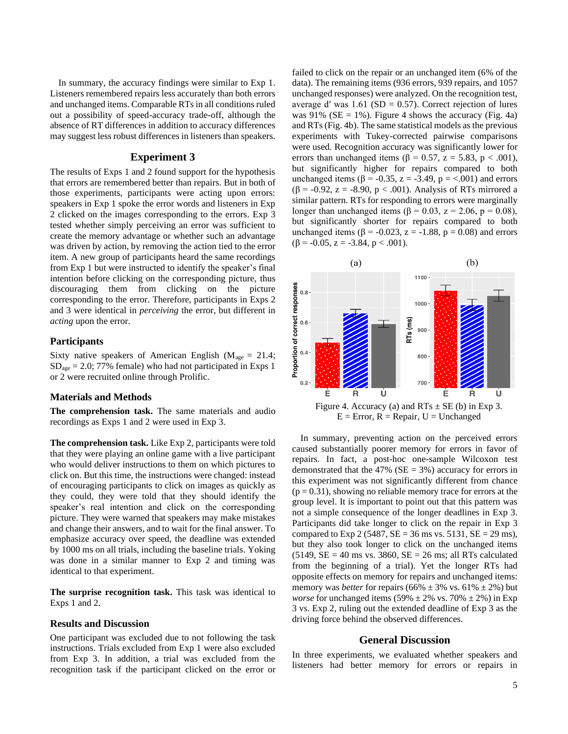In summary, the accuracy findings were similar to Exp 1. Listeners remembered repairs less accurately than both errors and unchanged items. Comparable RTs in all conditions ruled out a possibility of speed-accuracy trade-off, although the absence of RT differences in addition to accuracy differences may suggest less robust differences in listeners than speakers.

## Experiment 3

The results of Exps 1 and 2 found support for the hypothesis that errors are remembered better than repairs. But in both of those experiments, participants were acting upon errors: speakers in Exp 1 spoke the error words and listeners in Exp 2 clicked on the images corresponding to the errors. Exp 3 tested whether simply perceiving an error was sufficient to create the memory advantage or whether such an advantage was driven by action, by removing the action tied to the error item. A new group of participants heard the same recordings from Exp 1 but were instructed to identify the speaker's final intention before clicking on the corresponding picture, thus discouraging them from clicking on the picture corresponding to the error. Therefore, participants in Exps 2 and 3 were identical in *perceiving* the error, but different in *acting* upon the error.

### Participants

Sixty native speakers of American English ($M_{age}$ = 21.4; $SD_{age}$ = 2.0; 77% female) who had not participated in Exps 1 or 2 were recruited online through Prolific.

### Materials and Methods

**The comprehension task.** The same materials and audio recordings as Exps 1 and 2 were used in Exp 3.

**The comprehension task.** Like Exp 2, participants were told that they were playing an online game with a live participant who would deliver instructions to them on which pictures to click on. But this time, the instructions were changed: instead of encouraging participants to click on images as quickly as they could, they were told that they should identify the speaker's real intention and click on the corresponding picture. They were warned that speakers may make mistakes and change their answers, and to wait for the final answer. To emphasize accuracy over speed, the deadline was extended by 1000 ms on all trials, including the baseline trials. Yoking was done in a similar manner to Exp 2 and timing was identical to that experiment.

**The surprise recognition task.** This task was identical to Exps 1 and 2.

### Results and Discussion

One participant was excluded due to not following the task instructions. Trials excluded from Exp 1 were also excluded from Exp 3. In addition, a trial was excluded from the recognition task if the participant clicked on the error or failed to click on the repair or an unchanged item (6% of the data). The remaining items (936 errors, 939 repairs, and 1057 unchanged responses) were analyzed. On the recognition test, average d′ was 1.61 (SD = 0.57). Correct rejection of lures was 91% (SE = 1%). Figure 4 shows the accuracy (Fig. 4a) and RTs (Fig. 4b). The same statistical models as the previous experiments with Tukey-corrected pairwise comparisons were used. Recognition accuracy was significantly lower for errors than unchanged items ($\beta$ = 0.57, z = 5.83, p < .001), but significantly higher for repairs compared to both unchanged items ($\beta$ = -0.35, z = -3.49, p = <.001) and errors ($\beta$ = -0.92, z = -8.90, p < .001). Analysis of RTs mirrored a similar pattern. RTs for responding to errors were marginally longer than unchanged items ($\beta$ = 0.03, z = 2.06, p = 0.08), but significantly shorter for repairs compared to both unchanged items ($\beta$ = -0.023, z = -1.88, p = 0.08) and errors ($\beta$ = -0.05, z = -3.84, p < .001).

Figure 4. Accuracy (a) and RTs ± SE (b) in Exp 3.
E = Error, R = Repair, U = Unchanged

In summary, preventing action on the perceived errors caused substantially poorer memory for errors in favor of repairs. In fact, a post-hoc one-sample Wilcoxon test demonstrated that the 47% (SE = 3%) accuracy for errors in this experiment was not significantly different from chance (p = 0.31), showing no reliable memory trace for errors at the group level. It is important to point out that this pattern was not a simple consequence of the longer deadlines in Exp 3. Participants did take longer to click on the repair in Exp 3 compared to Exp 2 (5487, SE = 36 ms vs. 5131, SE = 29 ms), but they also took longer to click on the unchanged items (5149, SE = 40 ms vs. 3860, SE = 26 ms; all RTs calculated from the beginning of a trial). Yet the longer RTs had opposite effects on memory for repairs and unchanged items: memory was *better* for repairs (66% ± 3% vs. 61% ± 2%) but *worse* for unchanged items (59% ± 2% vs. 70% ± 2%) in Exp 3 vs. Exp 2, ruling out the extended deadline of Exp 3 as the driving force behind the observed differences.

## General Discussion

In three experiments, we evaluated whether speakers and listeners had better memory for errors or repairs in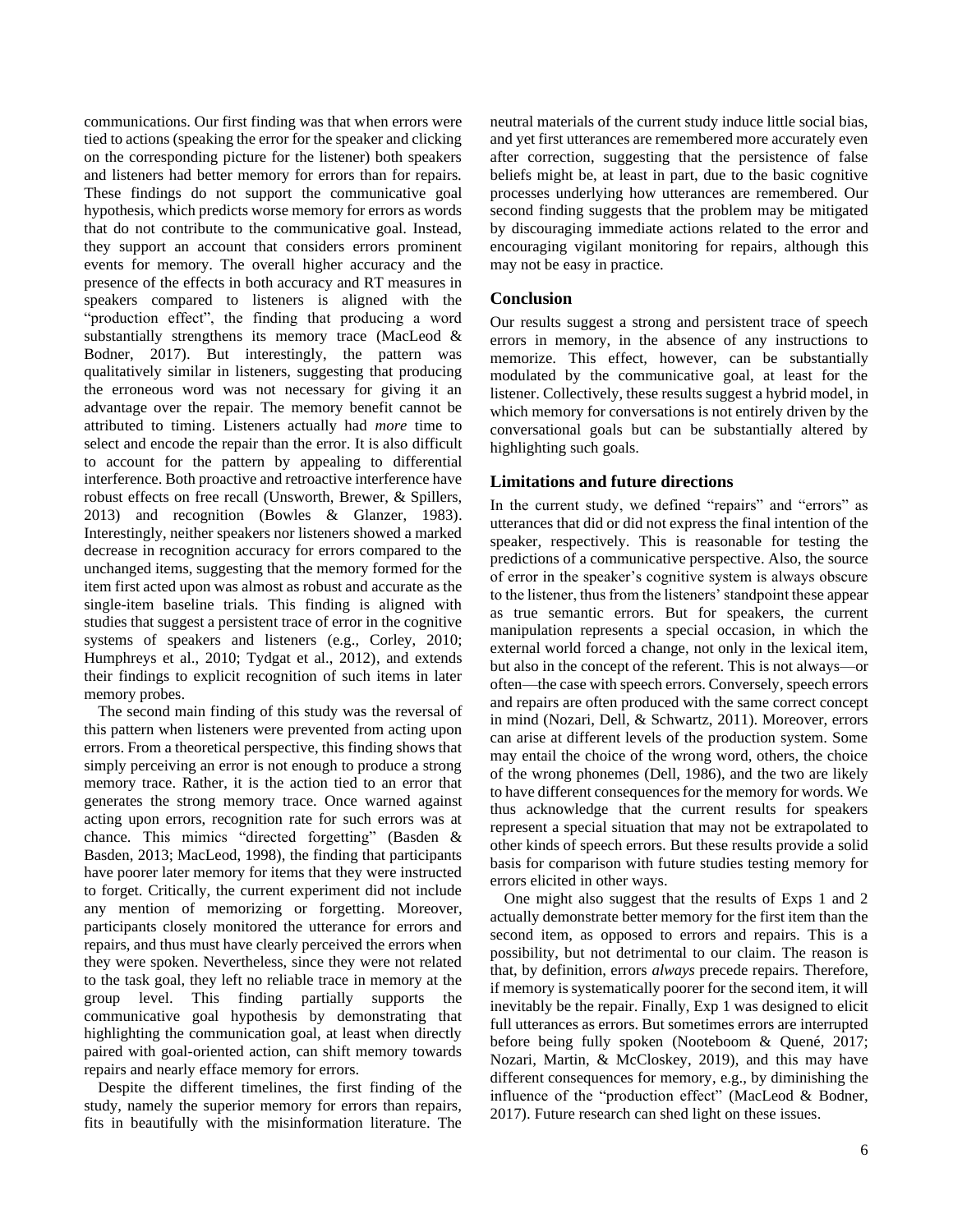communications. Our first finding was that when errors were tied to actions (speaking the error for the speaker and clicking on the corresponding picture for the listener) both speakers and listeners had better memory for errors than for repairs. These findings do not support the communicative goal hypothesis, which predicts worse memory for errors as words that do not contribute to the communicative goal. Instead, they support an account that considers errors prominent events for memory. The overall higher accuracy and the presence of the effects in both accuracy and RT measures in speakers compared to listeners is aligned with the "production effect", the finding that producing a word substantially strengthens its memory trace (MacLeod & Bodner, 2017). But interestingly, the pattern was qualitatively similar in listeners, suggesting that producing the erroneous word was not necessary for giving it an advantage over the repair. The memory benefit cannot be attributed to timing. Listeners actually had *more* time to select and encode the repair than the error. It is also difficult to account for the pattern by appealing to differential interference. Both proactive and retroactive interference have robust effects on free recall (Unsworth, Brewer, & Spillers, 2013) and recognition (Bowles & Glanzer, 1983). Interestingly, neither speakers nor listeners showed a marked decrease in recognition accuracy for errors compared to the unchanged items, suggesting that the memory formed for the item first acted upon was almost as robust and accurate as the single-item baseline trials. This finding is aligned with studies that suggest a persistent trace of error in the cognitive systems of speakers and listeners (e.g., Corley, 2010; Humphreys et al., 2010; Tydgat et al., 2012), and extends their findings to explicit recognition of such items in later memory probes.

The second main finding of this study was the reversal of this pattern when listeners were prevented from acting upon errors. From a theoretical perspective, this finding shows that simply perceiving an error is not enough to produce a strong memory trace. Rather, it is the action tied to an error that generates the strong memory trace. Once warned against acting upon errors, recognition rate for such errors was at chance. This mimics "directed forgetting" (Basden & Basden, 2013; MacLeod, 1998), the finding that participants have poorer later memory for items that they were instructed to forget. Critically, the current experiment did not include any mention of memorizing or forgetting. Moreover, participants closely monitored the utterance for errors and repairs, and thus must have clearly perceived the errors when they were spoken. Nevertheless, since they were not related to the task goal, they left no reliable trace in memory at the group level. This finding partially supports the communicative goal hypothesis by demonstrating that highlighting the communication goal, at least when directly paired with goal-oriented action, can shift memory towards repairs and nearly efface memory for errors.

Despite the different timelines, the first finding of the study, namely the superior memory for errors than repairs, fits in beautifully with the misinformation literature. The neutral materials of the current study induce little social bias, and yet first utterances are remembered more accurately even after correction, suggesting that the persistence of false beliefs might be, at least in part, due to the basic cognitive processes underlying how utterances are remembered. Our second finding suggests that the problem may be mitigated by discouraging immediate actions related to the error and encouraging vigilant monitoring for repairs, although this may not be easy in practice.

## Conclusion

Our results suggest a strong and persistent trace of speech errors in memory, in the absence of any instructions to memorize. This effect, however, can be substantially modulated by the communicative goal, at least for the listener. Collectively, these results suggest a hybrid model, in which memory for conversations is not entirely driven by the conversational goals but can be substantially altered by highlighting such goals.

## Limitations and future directions

In the current study, we defined "repairs" and "errors" as utterances that did or did not express the final intention of the speaker, respectively. This is reasonable for testing the predictions of a communicative perspective. Also, the source of error in the speaker's cognitive system is always obscure to the listener, thus from the listeners' standpoint these appear as true semantic errors. But for speakers, the current manipulation represents a special occasion, in which the external world forced a change, not only in the lexical item, but also in the concept of the referent. This is not always—or often—the case with speech errors. Conversely, speech errors and repairs are often produced with the same correct concept in mind (Nozari, Dell, & Schwartz, 2011). Moreover, errors can arise at different levels of the production system. Some may entail the choice of the wrong word, others, the choice of the wrong phonemes (Dell, 1986), and the two are likely to have different consequences for the memory for words. We thus acknowledge that the current results for speakers represent a special situation that may not be extrapolated to other kinds of speech errors. But these results provide a solid basis for comparison with future studies testing memory for errors elicited in other ways.

One might also suggest that the results of Exps 1 and 2 actually demonstrate better memory for the first item than the second item, as opposed to errors and repairs. This is a possibility, but not detrimental to our claim. The reason is that, by definition, errors *always* precede repairs. Therefore, if memory is systematically poorer for the second item, it will inevitably be the repair. Finally, Exp 1 was designed to elicit full utterances as errors. But sometimes errors are interrupted before being fully spoken (Nooteboom & Quené, 2017; Nozari, Martin, & McCloskey, 2019), and this may have different consequences for memory, e.g., by diminishing the influence of the "production effect" (MacLeod & Bodner, 2017). Future research can shed light on these issues.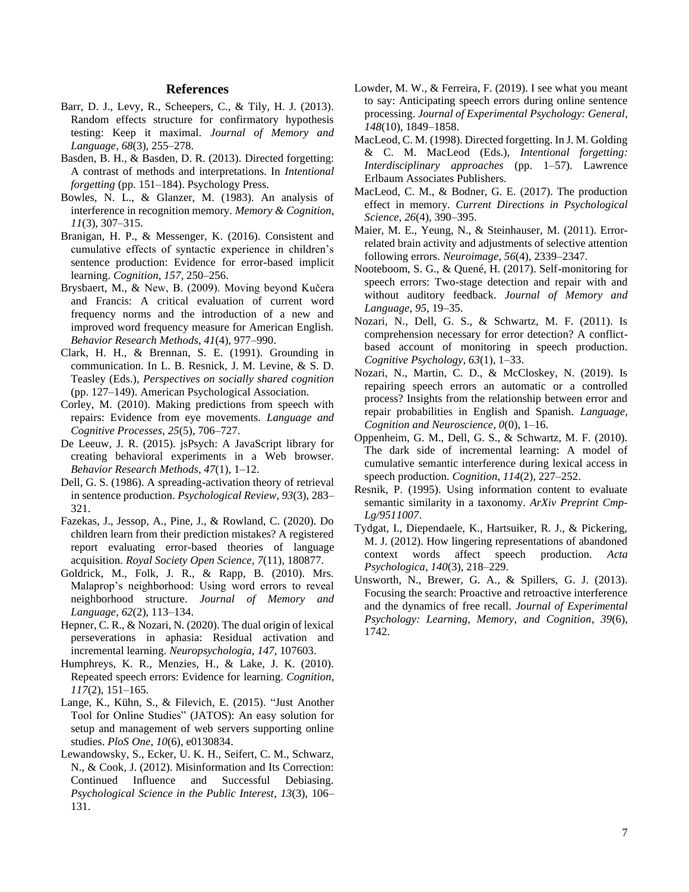## References

Barr, D. J., Levy, R., Scheepers, C., & Tily, H. J. (2013). Random effects structure for confirmatory hypothesis testing: Keep it maximal. *Journal of Memory and Language*, *68*(3), 255–278.

Basden, B. H., & Basden, D. R. (2013). Directed forgetting: A contrast of methods and interpretations. In *Intentional forgetting* (pp. 151–184). Psychology Press.

Bowles, N. L., & Glanzer, M. (1983). An analysis of interference in recognition memory. *Memory & Cognition*, *11*(3), 307–315.

Branigan, H. P., & Messenger, K. (2016). Consistent and cumulative effects of syntactic experience in children's sentence production: Evidence for error-based implicit learning. *Cognition*, *157*, 250–256.

Brysbaert, M., & New, B. (2009). Moving beyond Kučera and Francis: A critical evaluation of current word frequency norms and the introduction of a new and improved word frequency measure for American English. *Behavior Research Methods*, *41*(4), 977–990.

Clark, H. H., & Brennan, S. E. (1991). Grounding in communication. In L. B. Resnick, J. M. Levine, & S. D. Teasley (Eds.), *Perspectives on socially shared cognition* (pp. 127–149). American Psychological Association.

Corley, M. (2010). Making predictions from speech with repairs: Evidence from eye movements. *Language and Cognitive Processes*, *25*(5), 706–727.

De Leeuw, J. R. (2015). jsPsych: A JavaScript library for creating behavioral experiments in a Web browser. *Behavior Research Methods*, *47*(1), 1–12.

Dell, G. S. (1986). A spreading-activation theory of retrieval in sentence production. *Psychological Review*, *93*(3), 283–321.

Fazekas, J., Jessop, A., Pine, J., & Rowland, C. (2020). Do children learn from their prediction mistakes? A registered report evaluating error-based theories of language acquisition. *Royal Society Open Science*, *7*(11), 180877.

Goldrick, M., Folk, J. R., & Rapp, B. (2010). Mrs. Malaprop's neighborhood: Using word errors to reveal neighborhood structure. *Journal of Memory and Language*, *62*(2), 113–134.

Hepner, C. R., & Nozari, N. (2020). The dual origin of lexical perseverations in aphasia: Residual activation and incremental learning. *Neuropsychologia*, *147*, 107603.

Humphreys, K. R., Menzies, H., & Lake, J. K. (2010). Repeated speech errors: Evidence for learning. *Cognition*, *117*(2), 151–165.

Lange, K., Kühn, S., & Filevich, E. (2015). "Just Another Tool for Online Studies" (JATOS): An easy solution for setup and management of web servers supporting online studies. *PloS One*, *10*(6), e0130834.

Lewandowsky, S., Ecker, U. K. H., Seifert, C. M., Schwarz, N., & Cook, J. (2012). Misinformation and Its Correction: Continued Influence and Successful Debiasing. *Psychological Science in the Public Interest*, *13*(3), 106–131.

Lowder, M. W., & Ferreira, F. (2019). I see what you meant to say: Anticipating speech errors during online sentence processing. *Journal of Experimental Psychology: General*, *148*(10), 1849–1858.

MacLeod, C. M. (1998). Directed forgetting. In J. M. Golding & C. M. MacLeod (Eds.), *Intentional forgetting: Interdisciplinary approaches* (pp. 1–57). Lawrence Erlbaum Associates Publishers.

MacLeod, C. M., & Bodner, G. E. (2017). The production effect in memory. *Current Directions in Psychological Science*, *26*(4), 390–395.

Maier, M. E., Yeung, N., & Steinhauser, M. (2011). Error-related brain activity and adjustments of selective attention following errors. *Neuroimage*, *56*(4), 2339–2347.

Nooteboom, S. G., & Quené, H. (2017). Self-monitoring for speech errors: Two-stage detection and repair with and without auditory feedback. *Journal of Memory and Language*, *95*, 19–35.

Nozari, N., Dell, G. S., & Schwartz, M. F. (2011). Is comprehension necessary for error detection? A conflict-based account of monitoring in speech production. *Cognitive Psychology*, *63*(1), 1–33.

Nozari, N., Martin, C. D., & McCloskey, N. (2019). Is repairing speech errors an automatic or a controlled process? Insights from the relationship between error and repair probabilities in English and Spanish. *Language, Cognition and Neuroscience*, *0*(0), 1–16.

Oppenheim, G. M., Dell, G. S., & Schwartz, M. F. (2010). The dark side of incremental learning: A model of cumulative semantic interference during lexical access in speech production. *Cognition*, *114*(2), 227–252.

Resnik, P. (1995). Using information content to evaluate semantic similarity in a taxonomy. *ArXiv Preprint Cmp-Lg/9511007*.

Tydgat, I., Diependaele, K., Hartsuiker, R. J., & Pickering, M. J. (2012). How lingering representations of abandoned context words affect speech production. *Acta Psychologica*, *140*(3), 218–229.

Unsworth, N., Brewer, G. A., & Spillers, G. J. (2013). Focusing the search: Proactive and retroactive interference and the dynamics of free recall. *Journal of Experimental Psychology: Learning, Memory, and Cognition*, *39*(6), 1742.